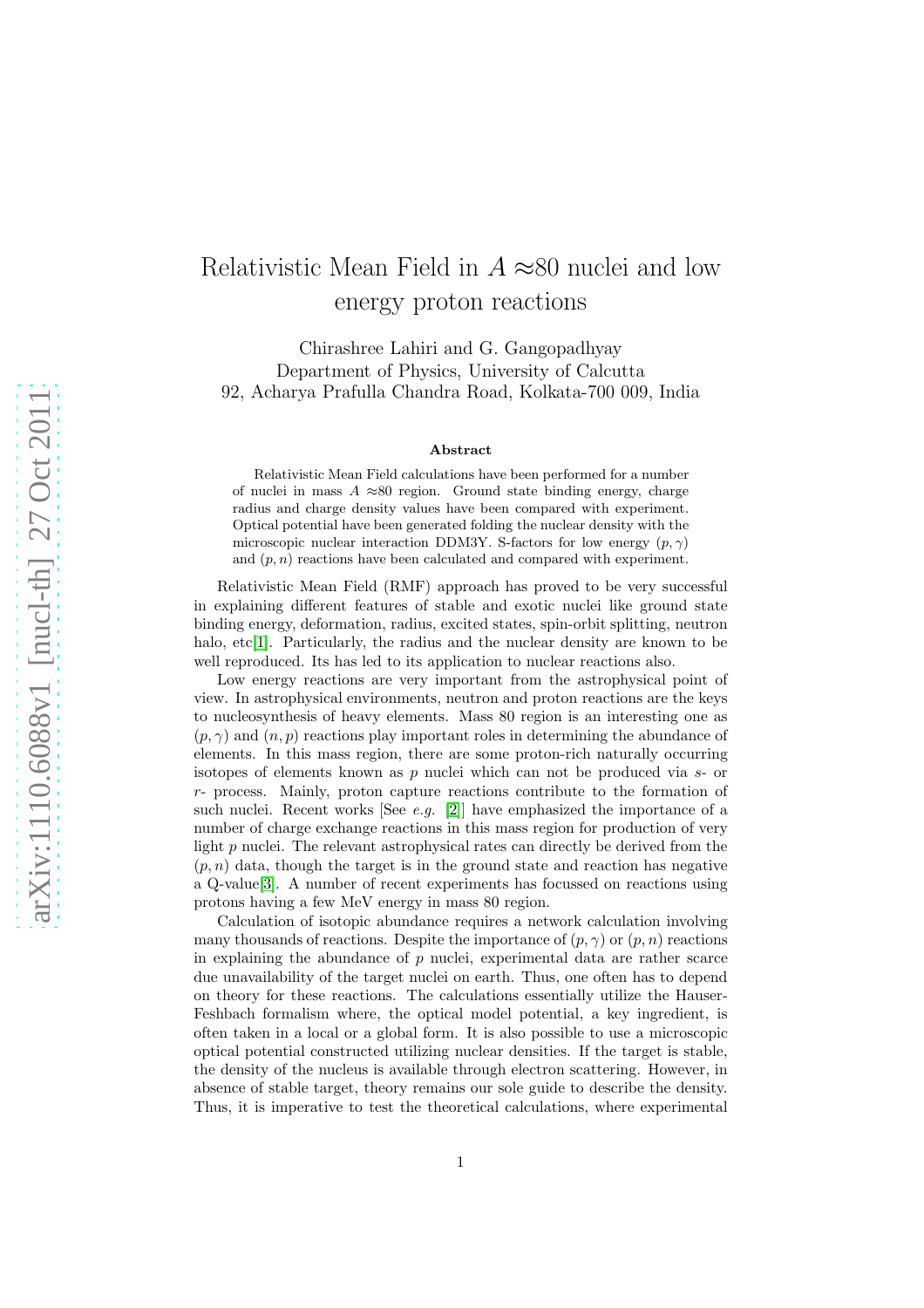# Relativistic Mean Field in $A \approx$80 nuclei and low energy proton reactions

Chirashree Lahiri and G. Gangopadhyay
Department of Physics, University of Calcutta
92, Acharya Prafulla Chandra Road, Kolkata-700 009, India

### Abstract

Relativistic Mean Field calculations have been performed for a number of nuclei in mass $A \approx$80 region. Ground state binding energy, charge radius and charge density values have been compared with experiment. Optical potential have been generated folding the nuclear density with the microscopic nuclear interaction DDM3Y. S-factors for low energy $(p, \gamma)$ and $(p, n)$ reactions have been calculated and compared with experiment.

Relativistic Mean Field (RMF) approach has proved to be very successful in explaining different features of stable and exotic nuclei like ground state binding energy, deformation, radius, excited states, spin-orbit splitting, neutron halo, etc[1]. Particularly, the radius and the nuclear density are known to be well reproduced. Its has led to its application to nuclear reactions also.

Low energy reactions are very important from the astrophysical point of view. In astrophysical environments, neutron and proton reactions are the keys to nucleosynthesis of heavy elements. Mass 80 region is an interesting one as $(p, \gamma)$ and $(n, p)$ reactions play important roles in determining the abundance of elements. In this mass region, there are some proton-rich naturally occurring isotopes of elements known as $p$ nuclei which can not be produced via $s$- or $r$- process. Mainly, proton capture reactions contribute to the formation of such nuclei. Recent works [See *e.g.* [2]] have emphasized the importance of a number of charge exchange reactions in this mass region for production of very light $p$ nuclei. The relevant astrophysical rates can directly be derived from the $(p, n)$ data, though the target is in the ground state and reaction has negative a Q-value[3]. A number of recent experiments has focussed on reactions using protons having a few MeV energy in mass 80 region.

Calculation of isotopic abundance requires a network calculation involving many thousands of reactions. Despite the importance of $(p, \gamma)$ or $(p, n)$ reactions in explaining the abundance of $p$ nuclei, experimental data are rather scarce due unavailability of the target nuclei on earth. Thus, one often has to depend on theory for these reactions. The calculations essentially utilize the Hauser-Feshbach formalism where, the optical model potential, a key ingredient, is often taken in a local or a global form. It is also possible to use a microscopic optical potential constructed utilizing nuclear densities. If the target is stable, the density of the nucleus is available through electron scattering. However, in absence of stable target, theory remains our sole guide to describe the density. Thus, it is imperative to test the theoretical calculations, where experimental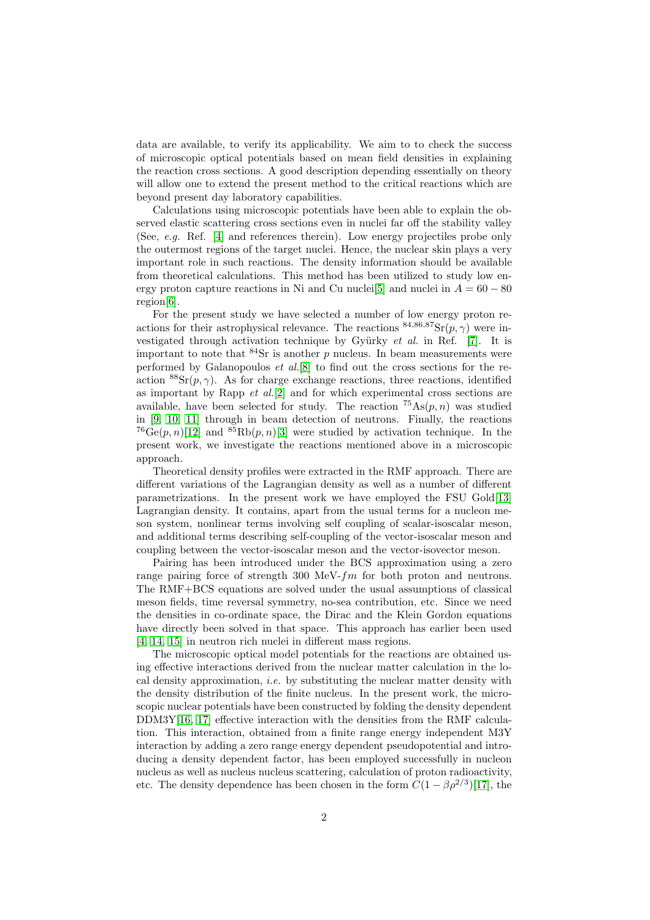data are available, to verify its applicability. We aim to to check the success of microscopic optical potentials based on mean field densities in explaining the reaction cross sections. A good description depending essentially on theory will allow one to extend the present method to the critical reactions which are beyond present day laboratory capabilities.

Calculations using microscopic potentials have been able to explain the observed elastic scattering cross sections even in nuclei far off the stability valley (See, *e.g.* Ref. [4] and references therein). Low energy projectiles probe only the outermost regions of the target nuclei. Hence, the nuclear skin plays a very important role in such reactions. The density information should be available from theoretical calculations. This method has been utilized to study low energy proton capture reactions in Ni and Cu nuclei[5] and nuclei in $A = 60 - 80$ region[6].

For the present study we have selected a number of low energy proton reactions for their astrophysical relevance. The reactions $^{84,86,87}\mathrm{Sr}(p,\gamma)$ were investigated through activation technique by Gyürky *et al.* in Ref. [7]. It is important to note that $^{84}\mathrm{Sr}$ is another $p$ nucleus. In beam measurements were performed by Galanopoulos *et al.*[8] to find out the cross sections for the reaction $^{88}\mathrm{Sr}(p,\gamma)$. As for charge exchange reactions, three reactions, identified as important by Rapp *et al.*[2] and for which experimental cross sections are available, have been selected for study. The reaction $^{75}\mathrm{As}(p,n)$ was studied in [9, 10, 11] through in beam detection of neutrons. Finally, the reactions $^{76}\mathrm{Ge}(p,n)$[12] and $^{85}\mathrm{Rb}(p,n)$[3] were studied by activation technique. In the present work, we investigate the reactions mentioned above in a microscopic approach.

Theoretical density profiles were extracted in the RMF approach. There are different variations of the Lagrangian density as well as a number of different parametrizations. In the present work we have employed the FSU Gold[13] Lagrangian density. It contains, apart from the usual terms for a nucleon meson system, nonlinear terms involving self coupling of scalar-isoscalar meson, and additional terms describing self-coupling of the vector-isoscalar meson and coupling between the vector-isoscalar meson and the vector-isovector meson.

Pairing has been introduced under the BCS approximation using a zero range pairing force of strength 300 MeV-$fm$ for both proton and neutrons. The RMF+BCS equations are solved under the usual assumptions of classical meson fields, time reversal symmetry, no-sea contribution, etc. Since we need the densities in co-ordinate space, the Dirac and the Klein Gordon equations have directly been solved in that space. This approach has earlier been used [4, 14, 15] in neutron rich nuclei in different mass regions.

The microscopic optical model potentials for the reactions are obtained using effective interactions derived from the nuclear matter calculation in the local density approximation, *i.e.* by substituting the nuclear matter density with the density distribution of the finite nucleus. In the present work, the microscopic nuclear potentials have been constructed by folding the density dependent DDM3Y[16, 17] effective interaction with the densities from the RMF calculation. This interaction, obtained from a finite range energy independent M3Y interaction by adding a zero range energy dependent pseudopotential and introducing a density dependent factor, has been employed successfully in nucleon nucleus as well as nucleus nucleus scattering, calculation of proton radioactivity, etc. The density dependence has been chosen in the form $C(1 - \beta\rho^{2/3})$[17], the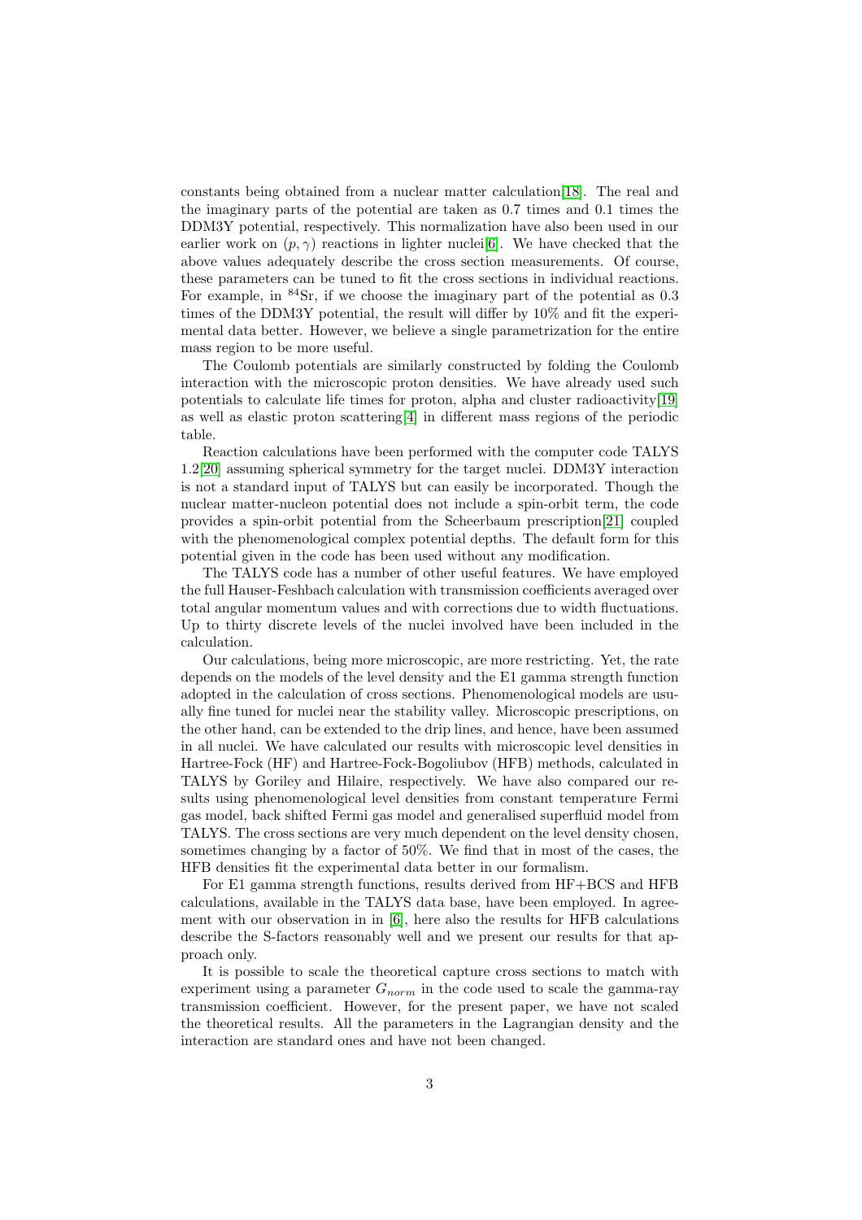constants being obtained from a nuclear matter calculation[18]. The real and the imaginary parts of the potential are taken as 0.7 times and 0.1 times the DDM3Y potential, respectively. This normalization have also been used in our earlier work on $(p, \gamma)$ reactions in lighter nuclei[6]. We have checked that the above values adequately describe the cross section measurements. Of course, these parameters can be tuned to fit the cross sections in individual reactions. For example, in $^{84}$Sr, if we choose the imaginary part of the potential as 0.3 times of the DDM3Y potential, the result will differ by 10% and fit the experimental data better. However, we believe a single parametrization for the entire mass region to be more useful.

The Coulomb potentials are similarly constructed by folding the Coulomb interaction with the microscopic proton densities. We have already used such potentials to calculate life times for proton, alpha and cluster radioactivity[19] as well as elastic proton scattering[4] in different mass regions of the periodic table.

Reaction calculations have been performed with the computer code TALYS 1.2[20] assuming spherical symmetry for the target nuclei. DDM3Y interaction is not a standard input of TALYS but can easily be incorporated. Though the nuclear matter-nucleon potential does not include a spin-orbit term, the code provides a spin-orbit potential from the Scheerbaum prescription[21] coupled with the phenomenological complex potential depths. The default form for this potential given in the code has been used without any modification.

The TALYS code has a number of other useful features. We have employed the full Hauser-Feshbach calculation with transmission coefficients averaged over total angular momentum values and with corrections due to width fluctuations. Up to thirty discrete levels of the nuclei involved have been included in the calculation.

Our calculations, being more microscopic, are more restricting. Yet, the rate depends on the models of the level density and the E1 gamma strength function adopted in the calculation of cross sections. Phenomenological models are usually fine tuned for nuclei near the stability valley. Microscopic prescriptions, on the other hand, can be extended to the drip lines, and hence, have been assumed in all nuclei. We have calculated our results with microscopic level densities in Hartree-Fock (HF) and Hartree-Fock-Bogoliubov (HFB) methods, calculated in TALYS by Goriley and Hilaire, respectively. We have also compared our results using phenomenological level densities from constant temperature Fermi gas model, back shifted Fermi gas model and generalised superfluid model from TALYS. The cross sections are very much dependent on the level density chosen, sometimes changing by a factor of 50%. We find that in most of the cases, the HFB densities fit the experimental data better in our formalism.

For E1 gamma strength functions, results derived from HF+BCS and HFB calculations, available in the TALYS data base, have been employed. In agreement with our observation in in [6], here also the results for HFB calculations describe the S-factors reasonably well and we present our results for that approach only.

It is possible to scale the theoretical capture cross sections to match with experiment using a parameter $G_{norm}$ in the code used to scale the gamma-ray transmission coefficient. However, for the present paper, we have not scaled the theoretical results. All the parameters in the Lagrangian density and the interaction are standard ones and have not been changed.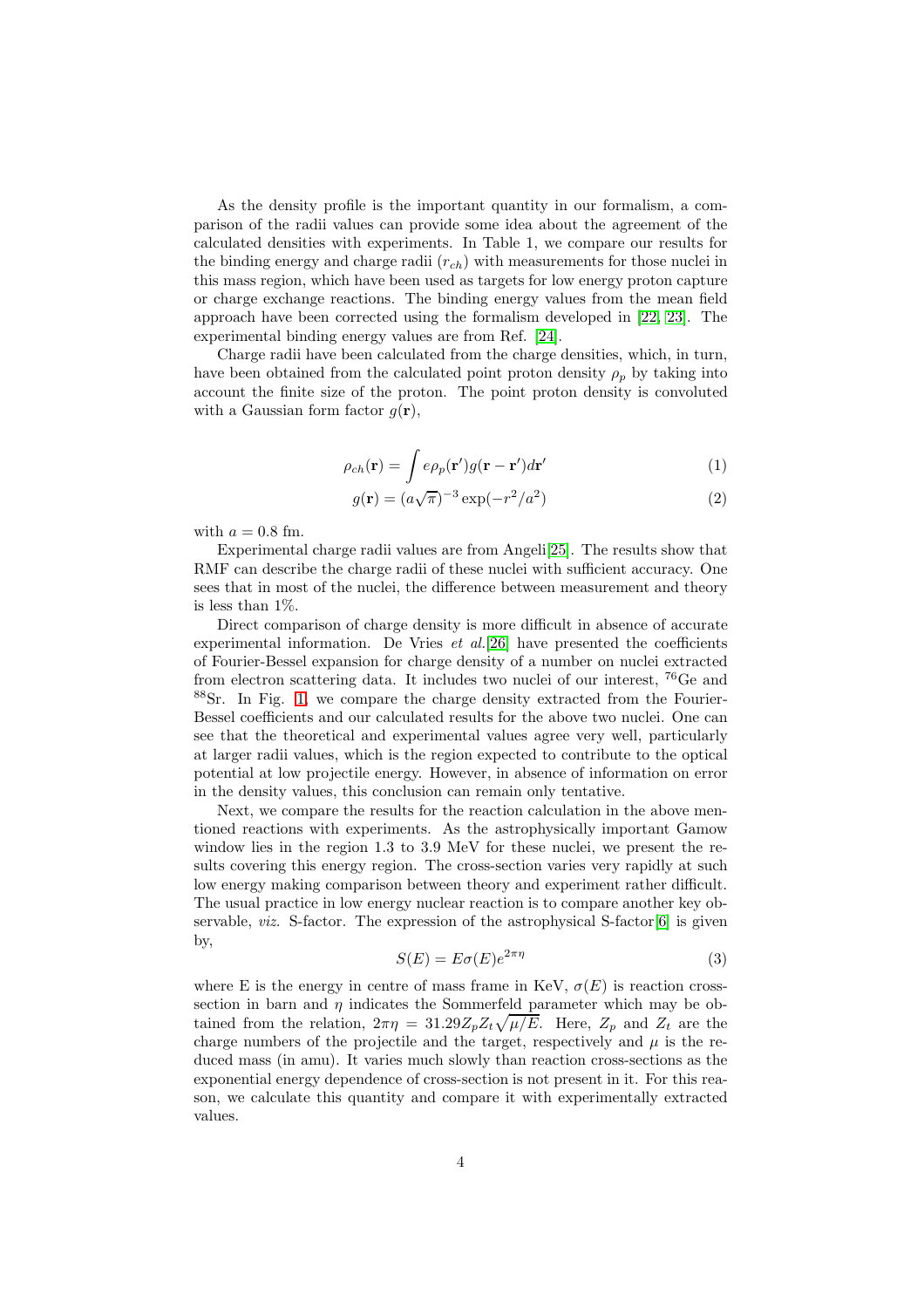As the density profile is the important quantity in our formalism, a comparison of the radii values can provide some idea about the agreement of the calculated densities with experiments. In Table 1, we compare our results for the binding energy and charge radii ($r_{ch}$) with measurements for those nuclei in this mass region, which have been used as targets for low energy proton capture or charge exchange reactions. The binding energy values from the mean field approach have been corrected using the formalism developed in [22, 23]. The experimental binding energy values are from Ref. [24].

Charge radii have been calculated from the charge densities, which, in turn, have been obtained from the calculated point proton density $\rho_p$ by taking into account the finite size of the proton. The point proton density is convoluted with a Gaussian form factor $g(\mathbf{r})$,

$$\rho_{ch}(\mathbf{r}) = \int e\rho_p(\mathbf{r}')g(\mathbf{r}-\mathbf{r}')d\mathbf{r}' \tag{1}$$

$$g(\mathbf{r}) = (a\sqrt{\pi})^{-3}\exp(-r^2/a^2) \tag{2}$$

with $a = 0.8$ fm.

Experimental charge radii values are from Angeli[25]. The results show that RMF can describe the charge radii of these nuclei with sufficient accuracy. One sees that in most of the nuclei, the difference between measurement and theory is less than 1%.

Direct comparison of charge density is more difficult in absence of accurate experimental information. De Vries *et al.*[26] have presented the coefficients of Fourier-Bessel expansion for charge density of a number on nuclei extracted from electron scattering data. It includes two nuclei of our interest, $^{76}$Ge and $^{88}$Sr. In Fig. 1, we compare the charge density extracted from the Fourier-Bessel coefficients and our calculated results for the above two nuclei. One can see that the theoretical and experimental values agree very well, particularly at larger radii values, which is the region expected to contribute to the optical potential at low projectile energy. However, in absence of information on error in the density values, this conclusion can remain only tentative.

Next, we compare the results for the reaction calculation in the above mentioned reactions with experiments. As the astrophysically important Gamow window lies in the region 1.3 to 3.9 MeV for these nuclei, we present the results covering this energy region. The cross-section varies very rapidly at such low energy making comparison between theory and experiment rather difficult. The usual practice in low energy nuclear reaction is to compare another key observable, *viz.* S-factor. The expression of the astrophysical S-factor[6] is given by,

$$S(E) = E\sigma(E)e^{2\pi\eta} \tag{3}$$

where E is the energy in centre of mass frame in KeV, $\sigma(E)$ is reaction cross-section in barn and $\eta$ indicates the Sommerfeld parameter which may be obtained from the relation, $2\pi\eta = 31.29Z_pZ_t\sqrt{\mu/E}$. Here, $Z_p$ and $Z_t$ are the charge numbers of the projectile and the target, respectively and $\mu$ is the reduced mass (in amu). It varies much slowly than reaction cross-sections as the exponential energy dependence of cross-section is not present in it. For this reason, we calculate this quantity and compare it with experimentally extracted values.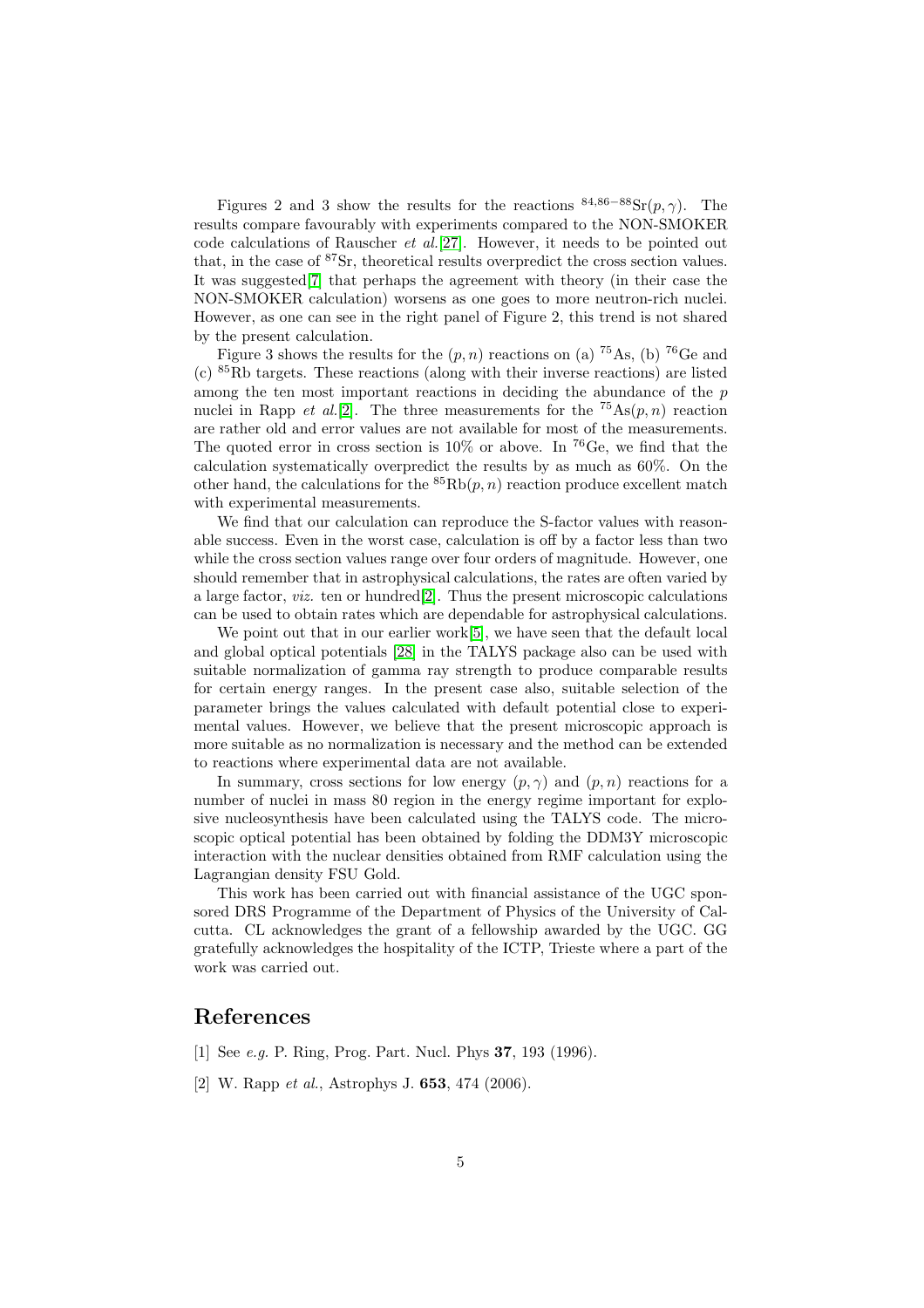Figures 2 and 3 show the results for the reactions $^{84,86-88}$Sr$(p,\gamma)$. The results compare favourably with experiments compared to the NON-SMOKER code calculations of Rauscher *et al.*[27]. However, it needs to be pointed out that, in the case of $^{87}$Sr, theoretical results overpredict the cross section values. It was suggested[7] that perhaps the agreement with theory (in their case the NON-SMOKER calculation) worsens as one goes to more neutron-rich nuclei. However, as one can see in the right panel of Figure 2, this trend is not shared by the present calculation.

Figure 3 shows the results for the $(p,n)$ reactions on (a) $^{75}$As, (b) $^{76}$Ge and (c) $^{85}$Rb targets. These reactions (along with their inverse reactions) are listed among the ten most important reactions in deciding the abundance of the $p$ nuclei in Rapp *et al.*[2]. The three measurements for the $^{75}$As$(p,n)$ reaction are rather old and error values are not available for most of the measurements. The quoted error in cross section is 10% or above. In $^{76}$Ge, we find that the calculation systematically overpredict the results by as much as 60%. On the other hand, the calculations for the $^{85}$Rb$(p,n)$ reaction produce excellent match with experimental measurements.

We find that our calculation can reproduce the S-factor values with reasonable success. Even in the worst case, calculation is off by a factor less than two while the cross section values range over four orders of magnitude. However, one should remember that in astrophysical calculations, the rates are often varied by a large factor, *viz.* ten or hundred[2]. Thus the present microscopic calculations can be used to obtain rates which are dependable for astrophysical calculations.

We point out that in our earlier work[5], we have seen that the default local and global optical potentials [28] in the TALYS package also can be used with suitable normalization of gamma ray strength to produce comparable results for certain energy ranges. In the present case also, suitable selection of the parameter brings the values calculated with default potential close to experimental values. However, we believe that the present microscopic approach is more suitable as no normalization is necessary and the method can be extended to reactions where experimental data are not available.

In summary, cross sections for low energy $(p,\gamma)$ and $(p,n)$ reactions for a number of nuclei in mass 80 region in the energy regime important for explosive nucleosynthesis have been calculated using the TALYS code. The microscopic optical potential has been obtained by folding the DDM3Y microscopic interaction with the nuclear densities obtained from RMF calculation using the Lagrangian density FSU Gold.

This work has been carried out with financial assistance of the UGC sponsored DRS Programme of the Department of Physics of the University of Calcutta. CL acknowledges the grant of a fellowship awarded by the UGC. GG gratefully acknowledges the hospitality of the ICTP, Trieste where a part of the work was carried out.

## References

[1] See *e.g.* P. Ring, Prog. Part. Nucl. Phys **37**, 193 (1996).

[2] W. Rapp *et al.*, Astrophys J. **653**, 474 (2006).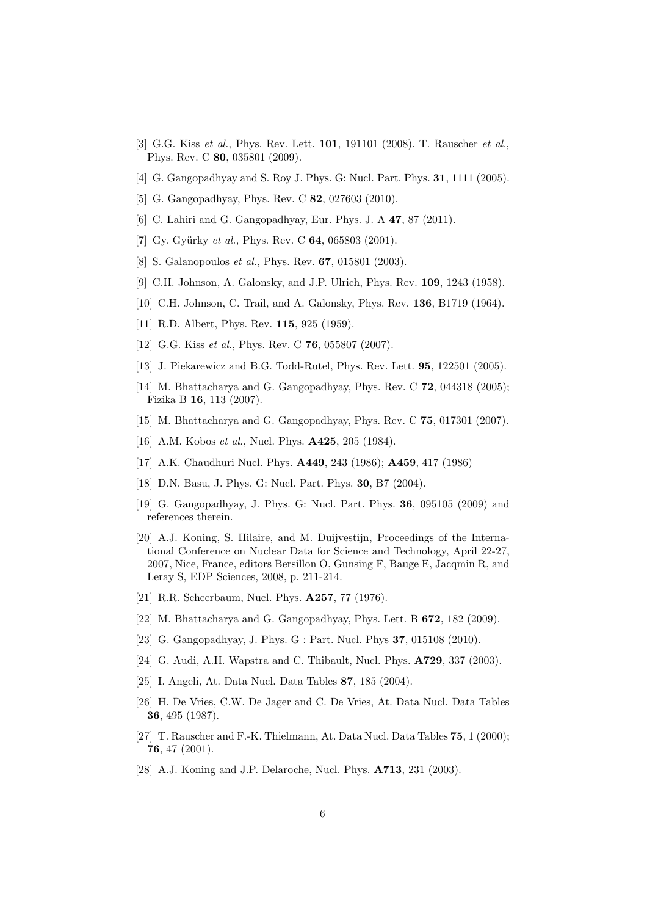[3] G.G. Kiss *et al.*, Phys. Rev. Lett. **101**, 191101 (2008). T. Rauscher *et al.*, Phys. Rev. C **80**, 035801 (2009).

[4] G. Gangopadhyay and S. Roy J. Phys. G: Nucl. Part. Phys. **31**, 1111 (2005).

[5] G. Gangopadhyay, Phys. Rev. C **82**, 027603 (2010).

[6] C. Lahiri and G. Gangopadhyay, Eur. Phys. J. A **47**, 87 (2011).

[7] Gy. Gyürky *et al.*, Phys. Rev. C **64**, 065803 (2001).

[8] S. Galanopoulos *et al.*, Phys. Rev. **67**, 015801 (2003).

[9] C.H. Johnson, A. Galonsky, and J.P. Ulrich, Phys. Rev. **109**, 1243 (1958).

[10] C.H. Johnson, C. Trail, and A. Galonsky, Phys. Rev. **136**, B1719 (1964).

[11] R.D. Albert, Phys. Rev. **115**, 925 (1959).

[12] G.G. Kiss *et al.*, Phys. Rev. C **76**, 055807 (2007).

[13] J. Piekarewicz and B.G. Todd-Rutel, Phys. Rev. Lett. **95**, 122501 (2005).

[14] M. Bhattacharya and G. Gangopadhyay, Phys. Rev. C **72**, 044318 (2005); Fizika B **16**, 113 (2007).

[15] M. Bhattacharya and G. Gangopadhyay, Phys. Rev. C **75**, 017301 (2007).

[16] A.M. Kobos *et al.*, Nucl. Phys. **A425**, 205 (1984).

[17] A.K. Chaudhuri Nucl. Phys. **A449**, 243 (1986); **A459**, 417 (1986)

[18] D.N. Basu, J. Phys. G: Nucl. Part. Phys. **30**, B7 (2004).

[19] G. Gangopadhyay, J. Phys. G: Nucl. Part. Phys. **36**, 095105 (2009) and references therein.

[20] A.J. Koning, S. Hilaire, and M. Duijvestijn, Proceedings of the International Conference on Nuclear Data for Science and Technology, April 22-27, 2007, Nice, France, editors Bersillon O, Gunsing F, Bauge E, Jacqmin R, and Leray S, EDP Sciences, 2008, p. 211-214.

[21] R.R. Scheerbaum, Nucl. Phys. **A257**, 77 (1976).

[22] M. Bhattacharya and G. Gangopadhyay, Phys. Lett. B **672**, 182 (2009).

[23] G. Gangopadhyay, J. Phys. G : Part. Nucl. Phys **37**, 015108 (2010).

[24] G. Audi, A.H. Wapstra and C. Thibault, Nucl. Phys. **A729**, 337 (2003).

[25] I. Angeli, At. Data Nucl. Data Tables **87**, 185 (2004).

[26] H. De Vries, C.W. De Jager and C. De Vries, At. Data Nucl. Data Tables **36**, 495 (1987).

[27] T. Rauscher and F.-K. Thielmann, At. Data Nucl. Data Tables **75**, 1 (2000); **76**, 47 (2001).

[28] A.J. Koning and J.P. Delaroche, Nucl. Phys. **A713**, 231 (2003).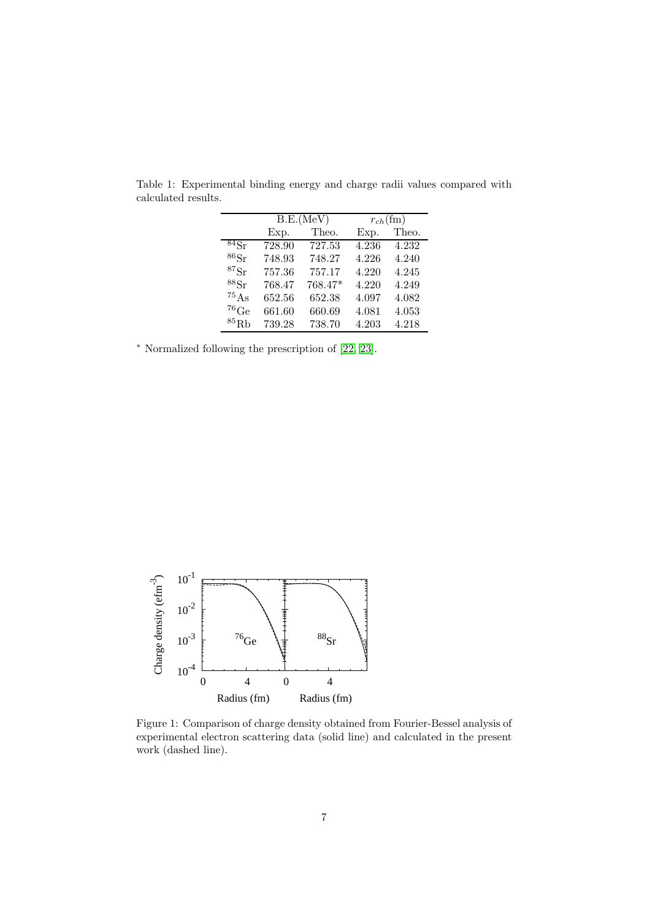Table 1: Experimental binding energy and charge radii values compared with calculated results.

| | B.E.(MeV) | | $r_{ch}$(fm) | |
|---|---|---|---|---|
| | Exp. | Theo. | Exp. | Theo. |
| $^{84}$Sr | 728.90 | 727.53 | 4.236 | 4.232 |
| $^{86}$Sr | 748.93 | 748.27 | 4.226 | 4.240 |
| $^{87}$Sr | 757.36 | 757.17 | 4.220 | 4.245 |
| $^{88}$Sr | 768.47 | 768.47* | 4.220 | 4.249 |
| $^{75}$As | 652.56 | 652.38 | 4.097 | 4.082 |
| $^{76}$Ge | 661.60 | 660.69 | 4.081 | 4.053 |
| $^{85}$Rb | 739.28 | 738.70 | 4.203 | 4.218 |

* Normalized following the prescription of [22, 23].

Figure 1: Comparison of charge density obtained from Fourier-Bessel analysis of experimental electron scattering data (solid line) and calculated in the present work (dashed line).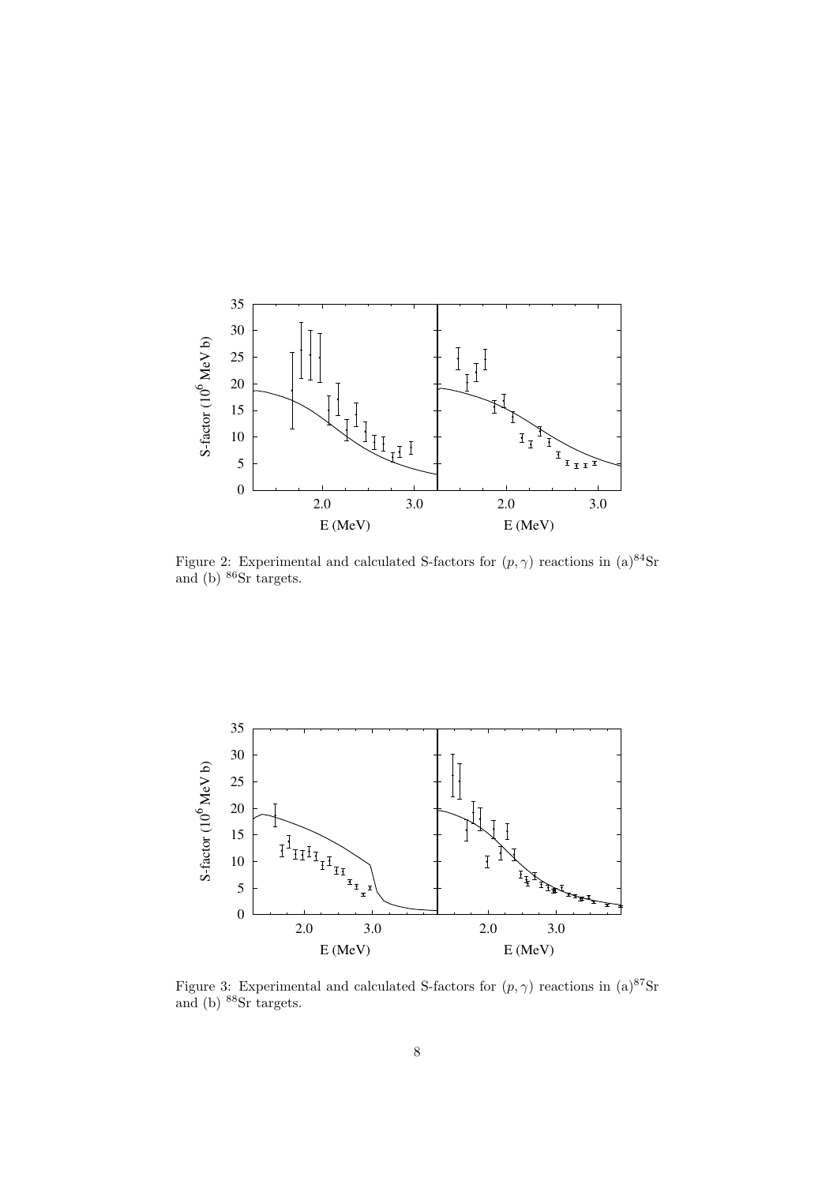Figure 2: Experimental and calculated S-factors for $(p, \gamma)$ reactions in (a)$^{84}$Sr and (b) $^{86}$Sr targets.

Figure 3: Experimental and calculated S-factors for $(p, \gamma)$ reactions in (a)$^{87}$Sr and (b) $^{88}$Sr targets.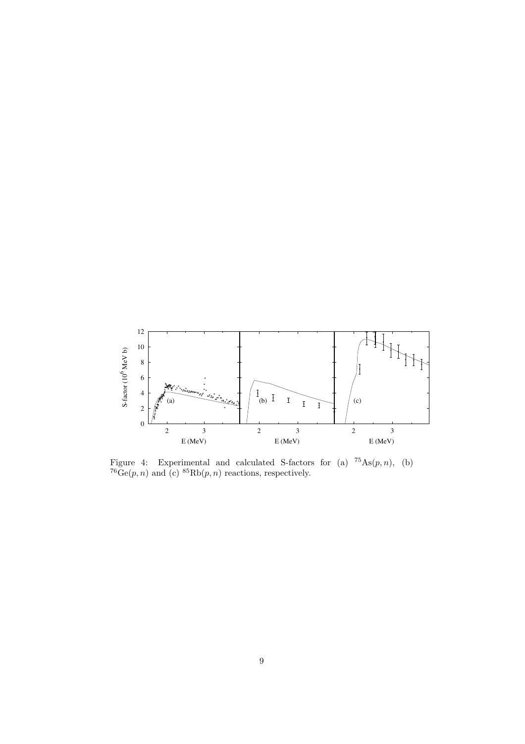S-factor ($10^6$ MeV b)

12
10
8
6
4
2
0

(a)
2
3
E (MeV)

(b)
2
3
E (MeV)

(c)
2
3
E (MeV)

Figure 4: Experimental and calculated S-factors for (a) $^{75}$As$(p,n)$, (b) $^{76}$Ge$(p,n)$ and (c) $^{85}$Rb$(p,n)$ reactions, respectively.